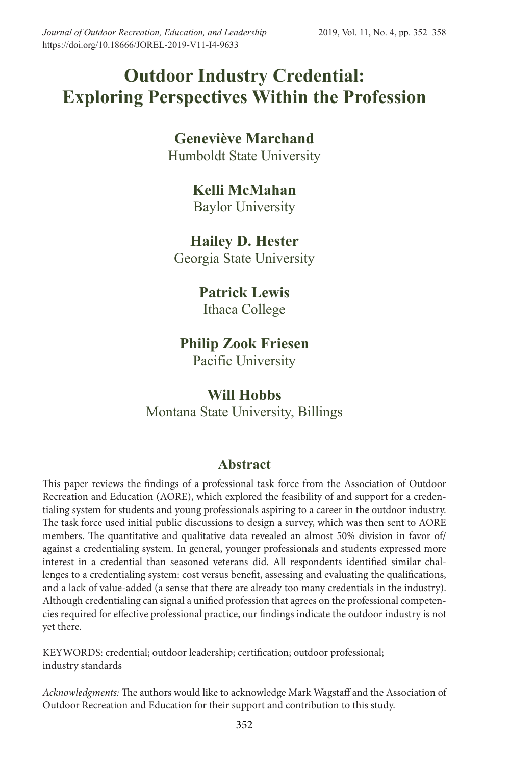# Outdoor Industry Credential: Exploring Perspectives Within the Profession

**Geneviève Marchand**
Humboldt State University

**Kelli McMahan**
Baylor University

**Hailey D. Hester**
Georgia State University

**Patrick Lewis**
Ithaca College

**Philip Zook Friesen**
Pacific University

**Will Hobbs**
Montana State University, Billings

## Abstract

This paper reviews the findings of a professional task force from the Association of Outdoor Recreation and Education (AORE), which explored the feasibility of and support for a credentialing system for students and young professionals aspiring to a career in the outdoor industry. The task force used initial public discussions to design a survey, which was then sent to AORE members. The quantitative and qualitative data revealed an almost 50% division in favor of/against a credentialing system. In general, younger professionals and students expressed more interest in a credential than seasoned veterans did. All respondents identified similar challenges to a credentialing system: cost versus benefit, assessing and evaluating the qualifications, and a lack of value-added (a sense that there are already too many credentials in the industry). Although credentialing can signal a unified profession that agrees on the professional competencies required for effective professional practice, our findings indicate the outdoor industry is not yet there.

KEYWORDS: credential; outdoor leadership; certification; outdoor professional; industry standards

*Acknowledgments:* The authors would like to acknowledge Mark Wagstaff and the Association of Outdoor Recreation and Education for their support and contribution to this study.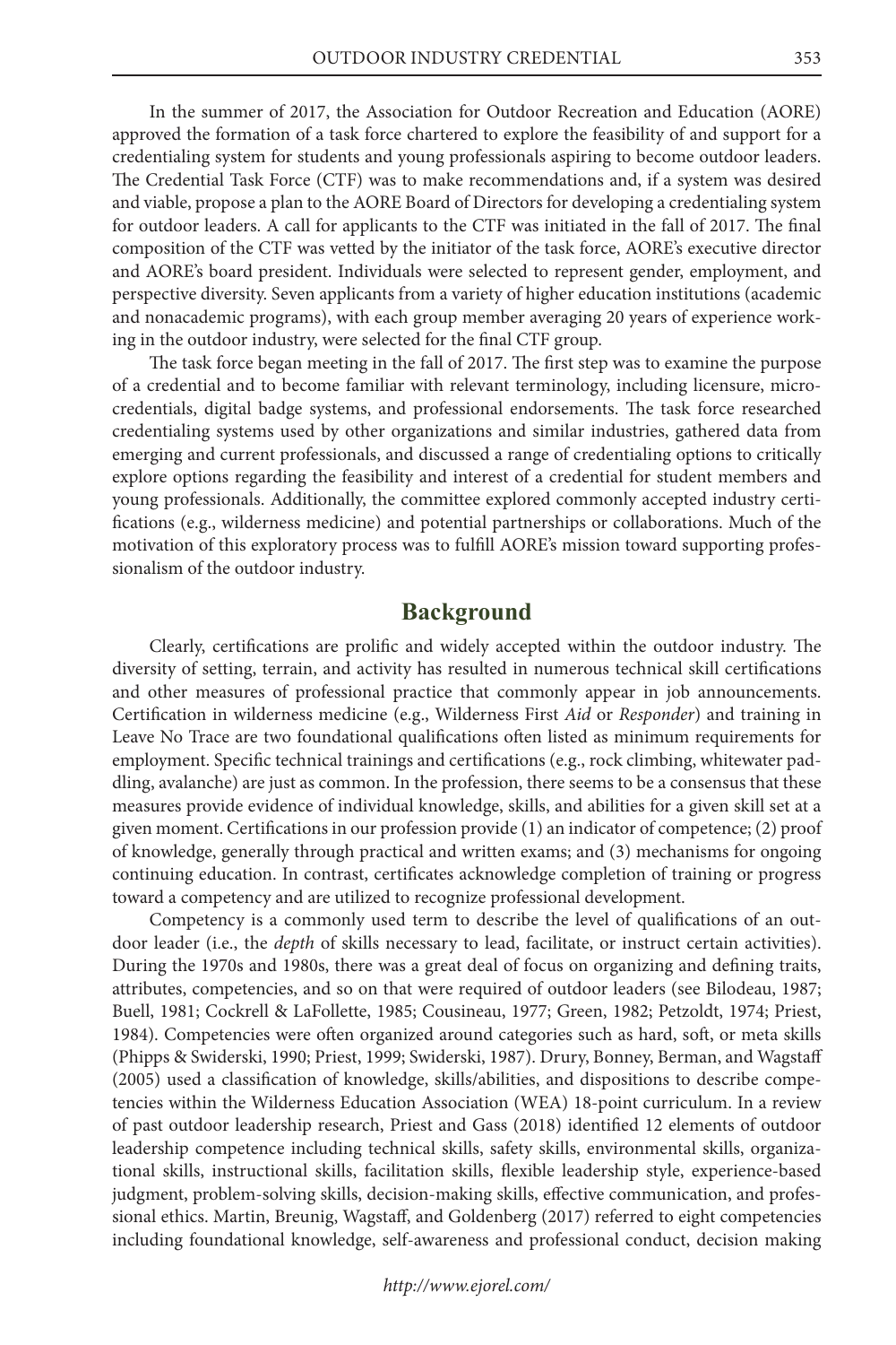In the summer of 2017, the Association for Outdoor Recreation and Education (AORE) approved the formation of a task force chartered to explore the feasibility of and support for a credentialing system for students and young professionals aspiring to become outdoor leaders. The Credential Task Force (CTF) was to make recommendations and, if a system was desired and viable, propose a plan to the AORE Board of Directors for developing a credentialing system for outdoor leaders. A call for applicants to the CTF was initiated in the fall of 2017. The final composition of the CTF was vetted by the initiator of the task force, AORE's executive director and AORE's board president. Individuals were selected to represent gender, employment, and perspective diversity. Seven applicants from a variety of higher education institutions (academic and nonacademic programs), with each group member averaging 20 years of experience working in the outdoor industry, were selected for the final CTF group.

The task force began meeting in the fall of 2017. The first step was to examine the purpose of a credential and to become familiar with relevant terminology, including licensure, micro-credentials, digital badge systems, and professional endorsements. The task force researched credentialing systems used by other organizations and similar industries, gathered data from emerging and current professionals, and discussed a range of credentialing options to critically explore options regarding the feasibility and interest of a credential for student members and young professionals. Additionally, the committee explored commonly accepted industry certifications (e.g., wilderness medicine) and potential partnerships or collaborations. Much of the motivation of this exploratory process was to fulfill AORE's mission toward supporting professionalism of the outdoor industry.

## Background

Clearly, certifications are prolific and widely accepted within the outdoor industry. The diversity of setting, terrain, and activity has resulted in numerous technical skill certifications and other measures of professional practice that commonly appear in job announcements. Certification in wilderness medicine (e.g., Wilderness First *Aid* or *Responder*) and training in Leave No Trace are two foundational qualifications often listed as minimum requirements for employment. Specific technical trainings and certifications (e.g., rock climbing, whitewater paddling, avalanche) are just as common. In the profession, there seems to be a consensus that these measures provide evidence of individual knowledge, skills, and abilities for a given skill set at a given moment. Certifications in our profession provide (1) an indicator of competence; (2) proof of knowledge, generally through practical and written exams; and (3) mechanisms for ongoing continuing education. In contrast, certificates acknowledge completion of training or progress toward a competency and are utilized to recognize professional development.

Competency is a commonly used term to describe the level of qualifications of an outdoor leader (i.e., the *depth* of skills necessary to lead, facilitate, or instruct certain activities). During the 1970s and 1980s, there was a great deal of focus on organizing and defining traits, attributes, competencies, and so on that were required of outdoor leaders (see Bilodeau, 1987; Buell, 1981; Cockrell & LaFollette, 1985; Cousineau, 1977; Green, 1982; Petzoldt, 1974; Priest, 1984). Competencies were often organized around categories such as hard, soft, or meta skills (Phipps & Swiderski, 1990; Priest, 1999; Swiderski, 1987). Drury, Bonney, Berman, and Wagstaff (2005) used a classification of knowledge, skills/abilities, and dispositions to describe competencies within the Wilderness Education Association (WEA) 18-point curriculum. In a review of past outdoor leadership research, Priest and Gass (2018) identified 12 elements of outdoor leadership competence including technical skills, safety skills, environmental skills, organizational skills, instructional skills, facilitation skills, flexible leadership style, experience-based judgment, problem-solving skills, decision-making skills, effective communication, and professional ethics. Martin, Breunig, Wagstaff, and Goldenberg (2017) referred to eight competencies including foundational knowledge, self-awareness and professional conduct, decision making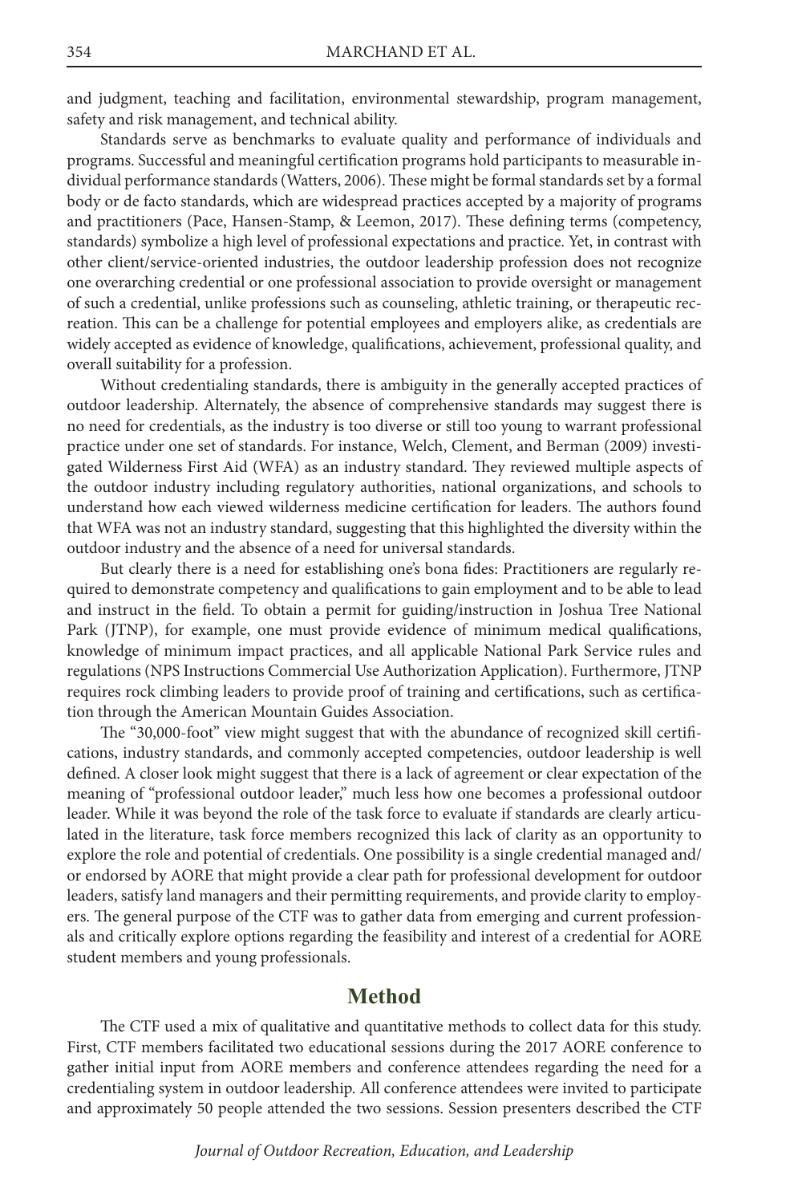and judgment, teaching and facilitation, environmental stewardship, program management, safety and risk management, and technical ability.

Standards serve as benchmarks to evaluate quality and performance of individuals and programs. Successful and meaningful certification programs hold participants to measurable individual performance standards (Watters, 2006). These might be formal standards set by a formal body or de facto standards, which are widespread practices accepted by a majority of programs and practitioners (Pace, Hansen-Stamp, & Leemon, 2017). These defining terms (competency, standards) symbolize a high level of professional expectations and practice. Yet, in contrast with other client/service-oriented industries, the outdoor leadership profession does not recognize one overarching credential or one professional association to provide oversight or management of such a credential, unlike professions such as counseling, athletic training, or therapeutic recreation. This can be a challenge for potential employees and employers alike, as credentials are widely accepted as evidence of knowledge, qualifications, achievement, professional quality, and overall suitability for a profession.

Without credentialing standards, there is ambiguity in the generally accepted practices of outdoor leadership. Alternately, the absence of comprehensive standards may suggest there is no need for credentials, as the industry is too diverse or still too young to warrant professional practice under one set of standards. For instance, Welch, Clement, and Berman (2009) investigated Wilderness First Aid (WFA) as an industry standard. They reviewed multiple aspects of the outdoor industry including regulatory authorities, national organizations, and schools to understand how each viewed wilderness medicine certification for leaders. The authors found that WFA was not an industry standard, suggesting that this highlighted the diversity within the outdoor industry and the absence of a need for universal standards.

But clearly there is a need for establishing one's bona fides: Practitioners are regularly required to demonstrate competency and qualifications to gain employment and to be able to lead and instruct in the field. To obtain a permit for guiding/instruction in Joshua Tree National Park (JTNP), for example, one must provide evidence of minimum medical qualifications, knowledge of minimum impact practices, and all applicable National Park Service rules and regulations (NPS Instructions Commercial Use Authorization Application). Furthermore, JTNP requires rock climbing leaders to provide proof of training and certifications, such as certification through the American Mountain Guides Association.

The "30,000-foot" view might suggest that with the abundance of recognized skill certifications, industry standards, and commonly accepted competencies, outdoor leadership is well defined. A closer look might suggest that there is a lack of agreement or clear expectation of the meaning of "professional outdoor leader," much less how one becomes a professional outdoor leader. While it was beyond the role of the task force to evaluate if standards are clearly articulated in the literature, task force members recognized this lack of clarity as an opportunity to explore the role and potential of credentials. One possibility is a single credential managed and/or endorsed by AORE that might provide a clear path for professional development for outdoor leaders, satisfy land managers and their permitting requirements, and provide clarity to employers. The general purpose of the CTF was to gather data from emerging and current professionals and critically explore options regarding the feasibility and interest of a credential for AORE student members and young professionals.

## Method

The CTF used a mix of qualitative and quantitative methods to collect data for this study. First, CTF members facilitated two educational sessions during the 2017 AORE conference to gather initial input from AORE members and conference attendees regarding the need for a credentialing system in outdoor leadership. All conference attendees were invited to participate and approximately 50 people attended the two sessions. Session presenters described the CTF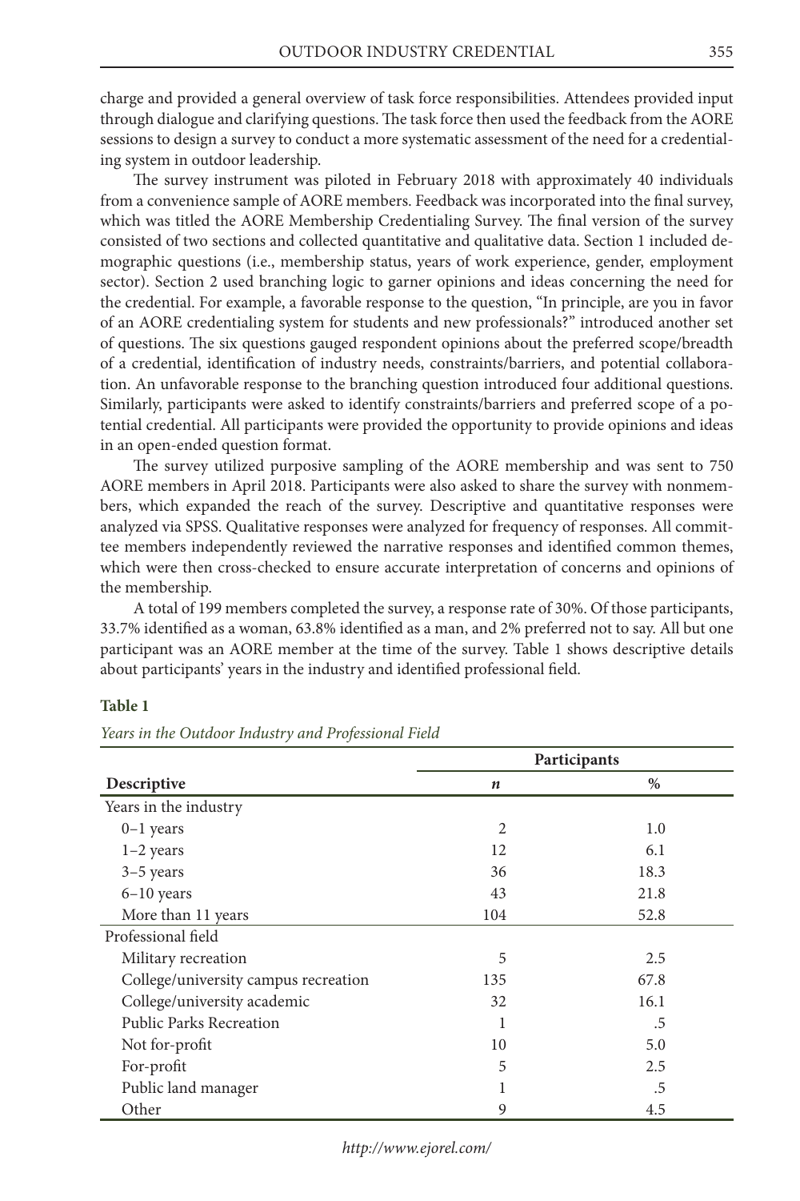charge and provided a general overview of task force responsibilities. Attendees provided input through dialogue and clarifying questions. The task force then used the feedback from the AORE sessions to design a survey to conduct a more systematic assessment of the need for a credentialing system in outdoor leadership.

The survey instrument was piloted in February 2018 with approximately 40 individuals from a convenience sample of AORE members. Feedback was incorporated into the final survey, which was titled the AORE Membership Credentialing Survey. The final version of the survey consisted of two sections and collected quantitative and qualitative data. Section 1 included demographic questions (i.e., membership status, years of work experience, gender, employment sector). Section 2 used branching logic to garner opinions and ideas concerning the need for the credential. For example, a favorable response to the question, "In principle, are you in favor of an AORE credentialing system for students and new professionals?" introduced another set of questions. The six questions gauged respondent opinions about the preferred scope/breadth of a credential, identification of industry needs, constraints/barriers, and potential collaboration. An unfavorable response to the branching question introduced four additional questions. Similarly, participants were asked to identify constraints/barriers and preferred scope of a potential credential. All participants were provided the opportunity to provide opinions and ideas in an open-ended question format.

The survey utilized purposive sampling of the AORE membership and was sent to 750 AORE members in April 2018. Participants were also asked to share the survey with nonmembers, which expanded the reach of the survey. Descriptive and quantitative responses were analyzed via SPSS. Qualitative responses were analyzed for frequency of responses. All committee members independently reviewed the narrative responses and identified common themes, which were then cross-checked to ensure accurate interpretation of concerns and opinions of the membership.

A total of 199 members completed the survey, a response rate of 30%. Of those participants, 33.7% identified as a woman, 63.8% identified as a man, and 2% preferred not to say. All but one participant was an AORE member at the time of the survey. Table 1 shows descriptive details about participants' years in the industry and identified professional field.

**Table 1**

*Years in the Outdoor Industry and Professional Field*

| | Participants | |
|---|---|---|
| **Descriptive** | ***n*** | **%** |
| Years in the industry | | |
| 0–1 years | 2 | 1.0 |
| 1–2 years | 12 | 6.1 |
| 3–5 years | 36 | 18.3 |
| 6–10 years | 43 | 21.8 |
| More than 11 years | 104 | 52.8 |
| Professional field | | |
| Military recreation | 5 | 2.5 |
| College/university campus recreation | 135 | 67.8 |
| College/university academic | 32 | 16.1 |
| Public Parks Recreation | 1 | .5 |
| Not for-profit | 10 | 5.0 |
| For-profit | 5 | 2.5 |
| Public land manager | 1 | .5 |
| Other | 9 | 4.5 |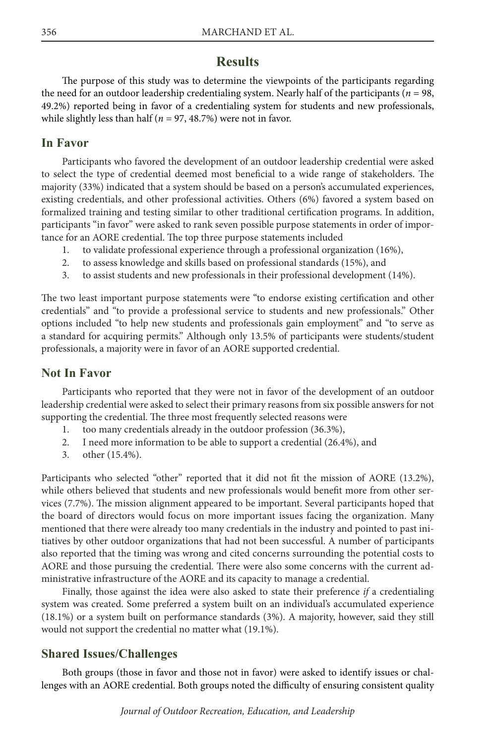## Results

The purpose of this study was to determine the viewpoints of the participants regarding the need for an outdoor leadership credentialing system. Nearly half of the participants ($n$ = 98, 49.2%) reported being in favor of a credentialing system for students and new professionals, while slightly less than half ($n$ = 97, 48.7%) were not in favor.

### In Favor

Participants who favored the development of an outdoor leadership credential were asked to select the type of credential deemed most beneficial to a wide range of stakeholders. The majority (33%) indicated that a system should be based on a person's accumulated experiences, existing credentials, and other professional activities. Others (6%) favored a system based on formalized training and testing similar to other traditional certification programs. In addition, participants "in favor" were asked to rank seven possible purpose statements in order of importance for an AORE credential. The top three purpose statements included

1. to validate professional experience through a professional organization (16%),
2. to assess knowledge and skills based on professional standards (15%), and
3. to assist students and new professionals in their professional development (14%).

The two least important purpose statements were "to endorse existing certification and other credentials" and "to provide a professional service to students and new professionals." Other options included "to help new students and professionals gain employment" and "to serve as a standard for acquiring permits." Although only 13.5% of participants were students/student professionals, a majority were in favor of an AORE supported credential.

### Not In Favor

Participants who reported that they were not in favor of the development of an outdoor leadership credential were asked to select their primary reasons from six possible answers for not supporting the credential. The three most frequently selected reasons were

1. too many credentials already in the outdoor profession (36.3%),
2. I need more information to be able to support a credential (26.4%), and
3. other (15.4%).

Participants who selected "other" reported that it did not fit the mission of AORE (13.2%), while others believed that students and new professionals would benefit more from other services (7.7%). The mission alignment appeared to be important. Several participants hoped that the board of directors would focus on more important issues facing the organization. Many mentioned that there were already too many credentials in the industry and pointed to past initiatives by other outdoor organizations that had not been successful. A number of participants also reported that the timing was wrong and cited concerns surrounding the potential costs to AORE and those pursuing the credential. There were also some concerns with the current administrative infrastructure of the AORE and its capacity to manage a credential.

Finally, those against the idea were also asked to state their preference *if* a credentialing system was created. Some preferred a system built on an individual's accumulated experience (18.1%) or a system built on performance standards (3%). A majority, however, said they still would not support the credential no matter what (19.1%).

### Shared Issues/Challenges

Both groups (those in favor and those not in favor) were asked to identify issues or challenges with an AORE credential. Both groups noted the difficulty of ensuring consistent quality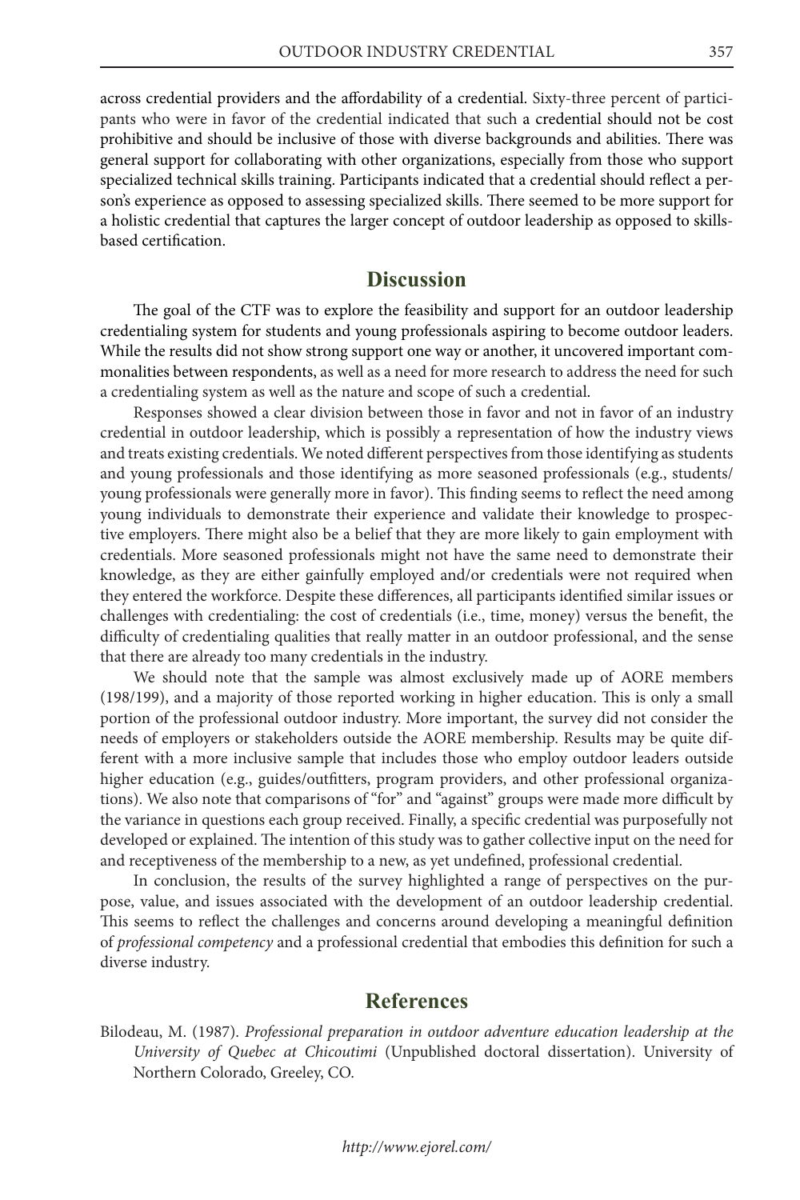across credential providers and the affordability of a credential. Sixty-three percent of participants who were in favor of the credential indicated that such a credential should not be cost prohibitive and should be inclusive of those with diverse backgrounds and abilities. There was general support for collaborating with other organizations, especially from those who support specialized technical skills training. Participants indicated that a credential should reflect a person's experience as opposed to assessing specialized skills. There seemed to be more support for a holistic credential that captures the larger concept of outdoor leadership as opposed to skills-based certification.

## Discussion

The goal of the CTF was to explore the feasibility and support for an outdoor leadership credentialing system for students and young professionals aspiring to become outdoor leaders. While the results did not show strong support one way or another, it uncovered important commonalities between respondents, as well as a need for more research to address the need for such a credentialing system as well as the nature and scope of such a credential.

Responses showed a clear division between those in favor and not in favor of an industry credential in outdoor leadership, which is possibly a representation of how the industry views and treats existing credentials. We noted different perspectives from those identifying as students and young professionals and those identifying as more seasoned professionals (e.g., students/young professionals were generally more in favor). This finding seems to reflect the need among young individuals to demonstrate their experience and validate their knowledge to prospective employers. There might also be a belief that they are more likely to gain employment with credentials. More seasoned professionals might not have the same need to demonstrate their knowledge, as they are either gainfully employed and/or credentials were not required when they entered the workforce. Despite these differences, all participants identified similar issues or challenges with credentialing: the cost of credentials (i.e., time, money) versus the benefit, the difficulty of credentialing qualities that really matter in an outdoor professional, and the sense that there are already too many credentials in the industry.

We should note that the sample was almost exclusively made up of AORE members (198/199), and a majority of those reported working in higher education. This is only a small portion of the professional outdoor industry. More important, the survey did not consider the needs of employers or stakeholders outside the AORE membership. Results may be quite different with a more inclusive sample that includes those who employ outdoor leaders outside higher education (e.g., guides/outfitters, program providers, and other professional organizations). We also note that comparisons of "for" and "against" groups were made more difficult by the variance in questions each group received. Finally, a specific credential was purposefully not developed or explained. The intention of this study was to gather collective input on the need for and receptiveness of the membership to a new, as yet undefined, professional credential.

In conclusion, the results of the survey highlighted a range of perspectives on the purpose, value, and issues associated with the development of an outdoor leadership credential. This seems to reflect the challenges and concerns around developing a meaningful definition of *professional competency* and a professional credential that embodies this definition for such a diverse industry.

## References

Bilodeau, M. (1987). *Professional preparation in outdoor adventure education leadership at the University of Quebec at Chicoutimi* (Unpublished doctoral dissertation). University of Northern Colorado, Greeley, CO.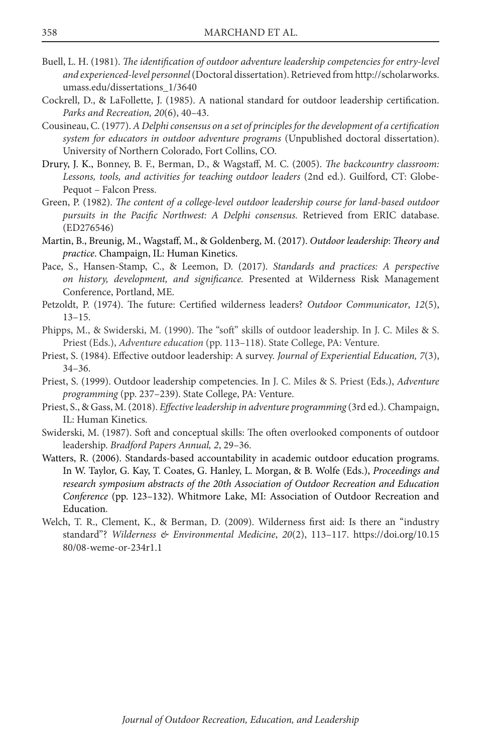Buell, L. H. (1981). *The identification of outdoor adventure leadership competencies for entry-level and experienced-level personnel* (Doctoral dissertation). Retrieved from http://scholarworks.umass.edu/dissertations_1/3640

Cockrell, D., & LaFollette, J. (1985). A national standard for outdoor leadership certification. *Parks and Recreation, 20*(6), 40–43.

Cousineau, C. (1977). *A Delphi consensus on a set of principles for the development of a certification system for educators in outdoor adventure programs* (Unpublished doctoral dissertation). University of Northern Colorado, Fort Collins, CO.

Drury, J. K., Bonney, B. F., Berman, D., & Wagstaff, M. C. (2005). *The backcountry classroom: Lessons, tools, and activities for teaching outdoor leaders* (2nd ed.). Guilford, CT: Globe-Pequot – Falcon Press.

Green, P. (1982). *The content of a college-level outdoor leadership course for land-based outdoor pursuits in the Pacific Northwest: A Delphi consensus.* Retrieved from ERIC database. (ED276546)

Martin, B., Breunig, M., Wagstaff, M., & Goldenberg, M. (2017). *Outdoor leadership*: *Theory and practice*. Champaign, IL: Human Kinetics.

Pace, S., Hansen-Stamp, C., & Leemon, D. (2017). *Standards and practices: A perspective on history, development, and significance.* Presented at Wilderness Risk Management Conference, Portland, ME.

Petzoldt, P. (1974). The future: Certified wilderness leaders? *Outdoor Communicator*, *12*(5), 13–15.

Phipps, M., & Swiderski, M. (1990). The "soft" skills of outdoor leadership. In J. C. Miles & S. Priest (Eds.), *Adventure education* (pp. 113–118). State College, PA: Venture.

Priest, S. (1984). Effective outdoor leadership: A survey. *Journal of Experiential Education, 7*(3), 34–36.

Priest, S. (1999). Outdoor leadership competencies. In J. C. Miles & S. Priest (Eds.), *Adventure programming* (pp. 237–239). State College, PA: Venture.

Priest, S., & Gass, M. (2018). *Effective leadership in adventure programming* (3rd ed.). Champaign, IL: Human Kinetics.

Swiderski, M. (1987). Soft and conceptual skills: The often overlooked components of outdoor leadership. *Bradford Papers Annual, 2*, 29–36.

Watters, R. (2006). Standards-based accountability in academic outdoor education programs. In W. Taylor, G. Kay, T. Coates, G. Hanley, L. Morgan, & B. Wolfe (Eds.), *Proceedings and research symposium abstracts of the 20th Association of Outdoor Recreation and Education Conference* (pp. 123–132). Whitmore Lake, MI: Association of Outdoor Recreation and Education.

Welch, T. R., Clement, K., & Berman, D. (2009). Wilderness first aid: Is there an "industry standard"? *Wilderness & Environmental Medicine*, *20*(2), 113–117. https://doi.org/10.1580/08-weme-or-234r1.1